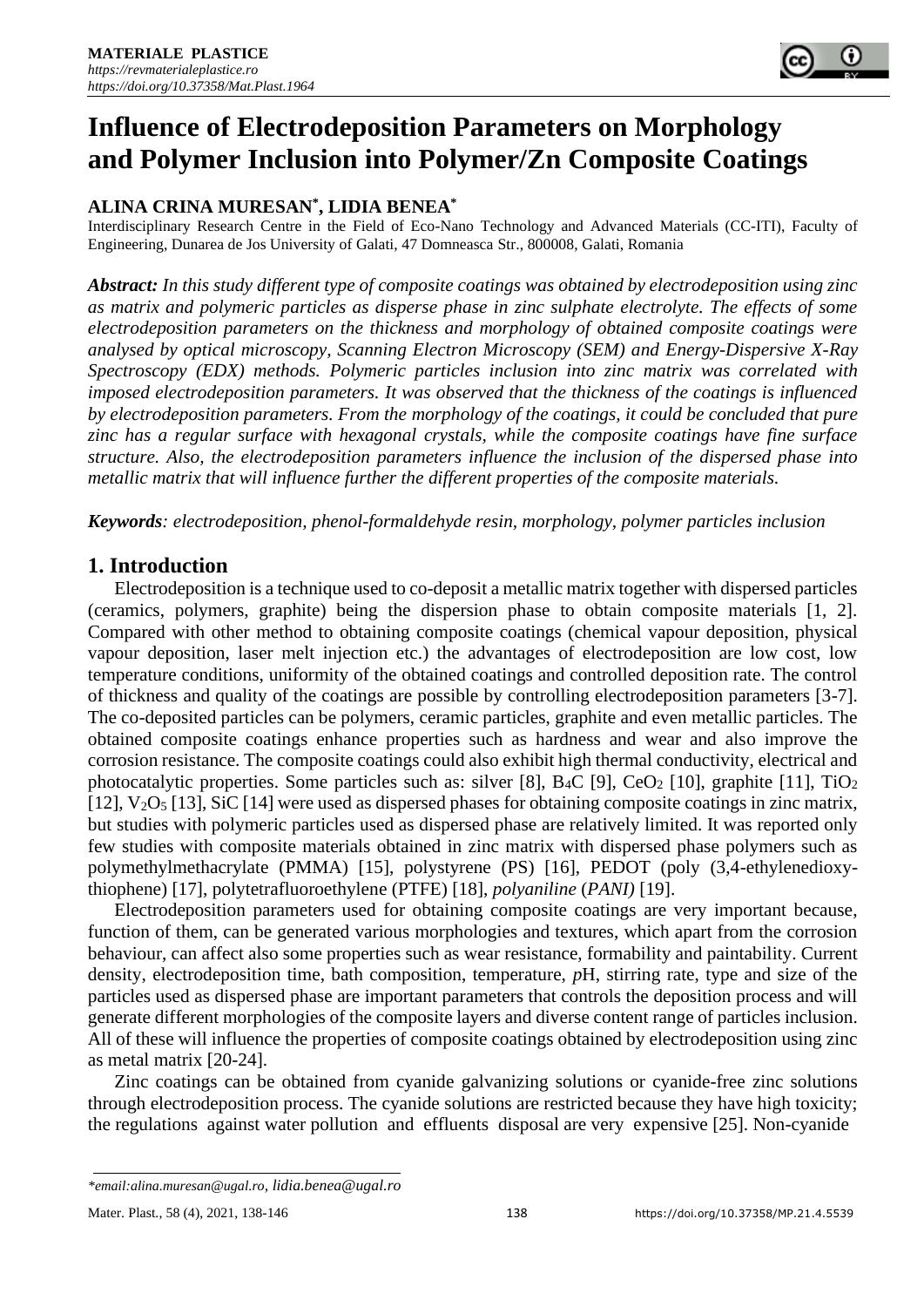# Influence of Electrodeposition Parameters on Morphology and Polymer Inclusion into Polymer/Zn Composite Coatings

**ALINA CRINA MURESAN[*], LIDIA BENEA[*]**

Interdisciplinary Research Centre in the Field of Eco-Nano Technology and Advanced Materials (CC-ITI), Faculty of Engineering, Dunarea de Jos University of Galati, 47 Domneasca Str., 800008, Galati, Romania

***Abstract:*** *In this study different type of composite coatings was obtained by electrodeposition using zinc as matrix and polymeric particles as disperse phase in zinc sulphate electrolyte. The effects of some electrodeposition parameters on the thickness and morphology of obtained composite coatings were analysed by optical microscopy, Scanning Electron Microscopy (SEM) and Energy-Dispersive X-Ray Spectroscopy (EDX) methods. Polymeric particles inclusion into zinc matrix was correlated with imposed electrodeposition parameters. It was observed that the thickness of the coatings is influenced by electrodeposition parameters. From the morphology of the coatings, it could be concluded that pure zinc has a regular surface with hexagonal crystals, while the composite coatings have fine surface structure. Also, the electrodeposition parameters influence the inclusion of the dispersed phase into metallic matrix that will influence further the different properties of the composite materials.*

***Keywords****: electrodeposition, phenol-formaldehyde resin, morphology, polymer particles inclusion*

## 1. Introduction

Electrodeposition is a technique used to co-deposit a metallic matrix together with dispersed particles (ceramics, polymers, graphite) being the dispersion phase to obtain composite materials [1, 2]. Compared with other method to obtaining composite coatings (chemical vapour deposition, physical vapour deposition, laser melt injection etc.) the advantages of electrodeposition are low cost, low temperature conditions, uniformity of the obtained coatings and controlled deposition rate. The control of thickness and quality of the coatings are possible by controlling electrodeposition parameters [3-7]. The co-deposited particles can be polymers, ceramic particles, graphite and even metallic particles. The obtained composite coatings enhance properties such as hardness and wear and also improve the corrosion resistance. The composite coatings could also exhibit high thermal conductivity, electrical and photocatalytic properties. Some particles such as: silver [8], $B_4C$ [9], $CeO_2$ [10], graphite [11], $TiO_2$ [12], $V_2O_5$ [13], SiC [14] were used as dispersed phases for obtaining composite coatings in zinc matrix, but studies with polymeric particles used as dispersed phase are relatively limited. It was reported only few studies with composite materials obtained in zinc matrix with dispersed phase polymers such as polymethylmethacrylate (PMMA) [15], polystyrene (PS) [16], PEDOT (poly (3,4-ethylenedioxy-thiophene) [17], polytetrafluoroethylene (PTFE) [18], *polyaniline* (*PANI)* [19].

Electrodeposition parameters used for obtaining composite coatings are very important because, function of them, can be generated various morphologies and textures, which apart from the corrosion behaviour, can affect also some properties such as wear resistance, formability and paintability. Current density, electrodeposition time, bath composition, temperature, *p*H, stirring rate, type and size of the particles used as dispersed phase are important parameters that controls the deposition process and will generate different morphologies of the composite layers and diverse content range of particles inclusion. All of these will influence the properties of composite coatings obtained by electrodeposition using zinc as metal matrix [20-24].

Zinc coatings can be obtained from cyanide galvanizing solutions or cyanide-free zinc solutions through electrodeposition process. The cyanide solutions are restricted because they have high toxicity; the regulations against water pollution and effluents disposal are very expensive [25]. Non-cyanide

*email:alina.muresan@ugal.ro, lidia.benea@ugal.ro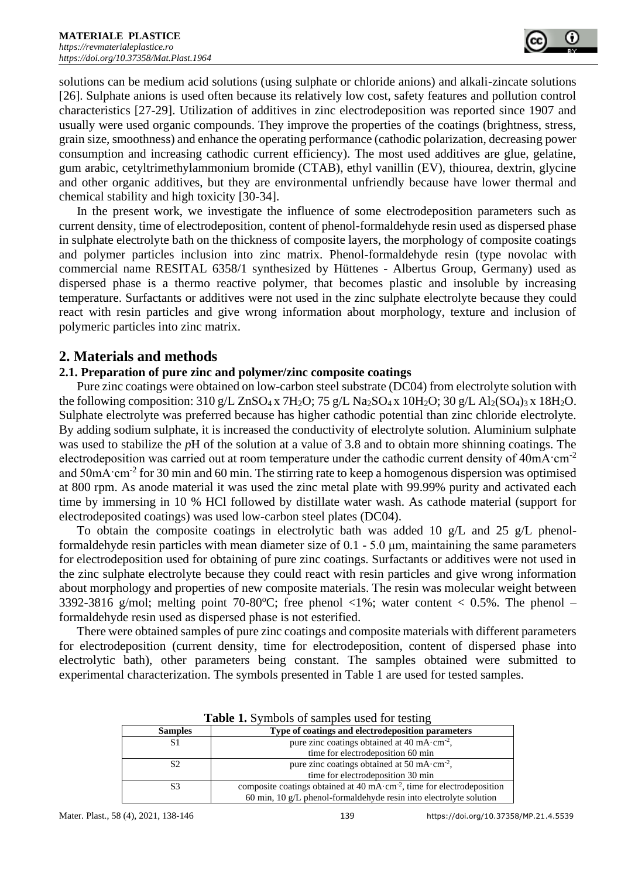solutions can be medium acid solutions (using sulphate or chloride anions) and alkali-zincate solutions [26]. Sulphate anions is used often because its relatively low cost, safety features and pollution control characteristics [27-29]. Utilization of additives in zinc electrodeposition was reported since 1907 and usually were used organic compounds. They improve the properties of the coatings (brightness, stress, grain size, smoothness) and enhance the operating performance (cathodic polarization, decreasing power consumption and increasing cathodic current efficiency). The most used additives are glue, gelatine, gum arabic, cetyltrimethylammonium bromide (CTAB), ethyl vanillin (EV), thiourea, dextrin, glycine and other organic additives, but they are environmental unfriendly because have lower thermal and chemical stability and high toxicity [30-34].

In the present work, we investigate the influence of some electrodeposition parameters such as current density, time of electrodeposition, content of phenol-formaldehyde resin used as dispersed phase in sulphate electrolyte bath on the thickness of composite layers, the morphology of composite coatings and polymer particles inclusion into zinc matrix. Phenol-formaldehyde resin (type novolac with commercial name RESITAL 6358/1 synthesized by Hüttenes - Albertus Group, Germany) used as dispersed phase is a thermo reactive polymer, that becomes plastic and insoluble by increasing temperature. Surfactants or additives were not used in the zinc sulphate electrolyte because they could react with resin particles and give wrong information about morphology, texture and inclusion of polymeric particles into zinc matrix.

## 2. Materials and methods

### 2.1. Preparation of pure zinc and polymer/zinc composite coatings

Pure zinc coatings were obtained on low-carbon steel substrate (DC04) from electrolyte solution with the following composition: 310 g/L $ZnSO_4 \times 7H_2O$; 75 g/L $Na_2SO_4 \times 10H_2O$; 30 g/L $Al_2(SO_4)_3 \times 18H_2O$. Sulphate electrolyte was preferred because has higher cathodic potential than zinc chloride electrolyte. By adding sodium sulphate, it is increased the conductivity of electrolyte solution. Aluminium sulphate was used to stabilize the *p*H of the solution at a value of 3.8 and to obtain more shinning coatings. The electrodeposition was carried out at room temperature under the cathodic current density of $40 mA\cdot cm^{-2}$ and $50 mA\cdot cm^{-2}$ for 30 min and 60 min. The stirring rate to keep a homogenous dispersion was optimised at 800 rpm. As anode material it was used the zinc metal plate with 99.99% purity and activated each time by immersing in 10 % HCl followed by distillate water wash. As cathode material (support for electrodeposited coatings) was used low-carbon steel plates (DC04).

To obtain the composite coatings in electrolytic bath was added 10 g/L and 25 g/L phenol-formaldehyde resin particles with mean diameter size of 0.1 - 5.0 μm, maintaining the same parameters for electrodeposition used for obtaining of pure zinc coatings. Surfactants or additives were not used in the zinc sulphate electrolyte because they could react with resin particles and give wrong information about morphology and properties of new composite materials. The resin was molecular weight between 3392-3816 g/mol; melting point 70-80°C; free phenol <1%; water content < 0.5%. The phenol – formaldehyde resin used as dispersed phase is not esterified.

There were obtained samples of pure zinc coatings and composite materials with different parameters for electrodeposition (current density, time for electrodeposition, content of dispersed phase into electrolytic bath), other parameters being constant. The samples obtained were submitted to experimental characterization. The symbols presented in Table 1 are used for tested samples.

**Table 1.** Symbols of samples used for testing

| Samples | Type of coatings and electrodeposition parameters |
|---|---|
| S1 | pure zinc coatings obtained at $40 mA\cdot cm^{-2}$, time for electrodeposition 60 min |
| S2 | pure zinc coatings obtained at $50 mA\cdot cm^{-2}$, time for electrodeposition 30 min |
| S3 | composite coatings obtained at $40 mA\cdot cm^{-2}$, time for electrodeposition 60 min, 10 g/L phenol-formaldehyde resin into electrolyte solution |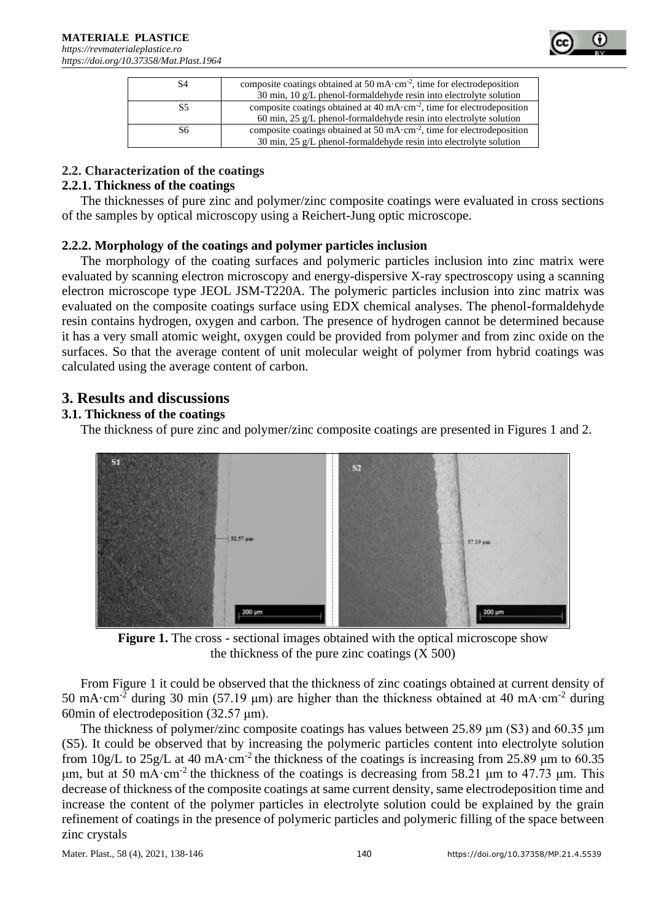| | |
|---|---|
| S4 | composite coatings obtained at 50 mA·cm$^{-2}$, time for electrodeposition 30 min, 10 g/L phenol-formaldehyde resin into electrolyte solution |
| S5 | composite coatings obtained at 40 mA·cm$^{-2}$, time for electrodeposition 60 min, 25 g/L phenol-formaldehyde resin into electrolyte solution |
| S6 | composite coatings obtained at 50 mA·cm$^{-2}$, time for electrodeposition 30 min, 25 g/L phenol-formaldehyde resin into electrolyte solution |

### 2.2. Characterization of the coatings

#### 2.2.1. Thickness of the coatings

The thicknesses of pure zinc and polymer/zinc composite coatings were evaluated in cross sections of the samples by optical microscopy using a Reichert-Jung optic microscope.

#### 2.2.2. Morphology of the coatings and polymer particles inclusion

The morphology of the coating surfaces and polymeric particles inclusion into zinc matrix were evaluated by scanning electron microscopy and energy-dispersive X-ray spectroscopy using a scanning electron microscope type JEOL JSM-T220A. The polymeric particles inclusion into zinc matrix was evaluated on the composite coatings surface using EDX chemical analyses. The phenol-formaldehyde resin contains hydrogen, oxygen and carbon. The presence of hydrogen cannot be determined because it has a very small atomic weight, oxygen could be provided from polymer and from zinc oxide on the surfaces. So that the average content of unit molecular weight of polymer from hybrid coatings was calculated using the average content of carbon.

## 3. Results and discussions

### 3.1. Thickness of the coatings

The thickness of pure zinc and polymer/zinc composite coatings are presented in Figures 1 and 2.

S1

32.57 μm

200 μm

S2

57.19 μm

200 μm

**Figure 1.** The cross - sectional images obtained with the optical microscope show the thickness of the pure zinc coatings (X 500)

From Figure 1 it could be observed that the thickness of zinc coatings obtained at current density of 50 mA·cm$^{-2}$ during 30 min (57.19 μm) are higher than the thickness obtained at 40 mA·cm$^{-2}$ during 60min of electrodeposition (32.57 μm).

The thickness of polymer/zinc composite coatings has values between 25.89 μm (S3) and 60.35 μm (S5). It could be observed that by increasing the polymeric particles content into electrolyte solution from 10g/L to 25g/L at 40 mA·cm$^{-2}$ the thickness of the coatings is increasing from 25.89 μm to 60.35 μm, but at 50 mA·cm$^{-2}$ the thickness of the coatings is decreasing from 58.21 μm to 47.73 μm. This decrease of thickness of the composite coatings at same current density, same electrodeposition time and increase the content of the polymer particles in electrolyte solution could be explained by the grain refinement of coatings in the presence of polymeric particles and polymeric filling of the space between zinc crystals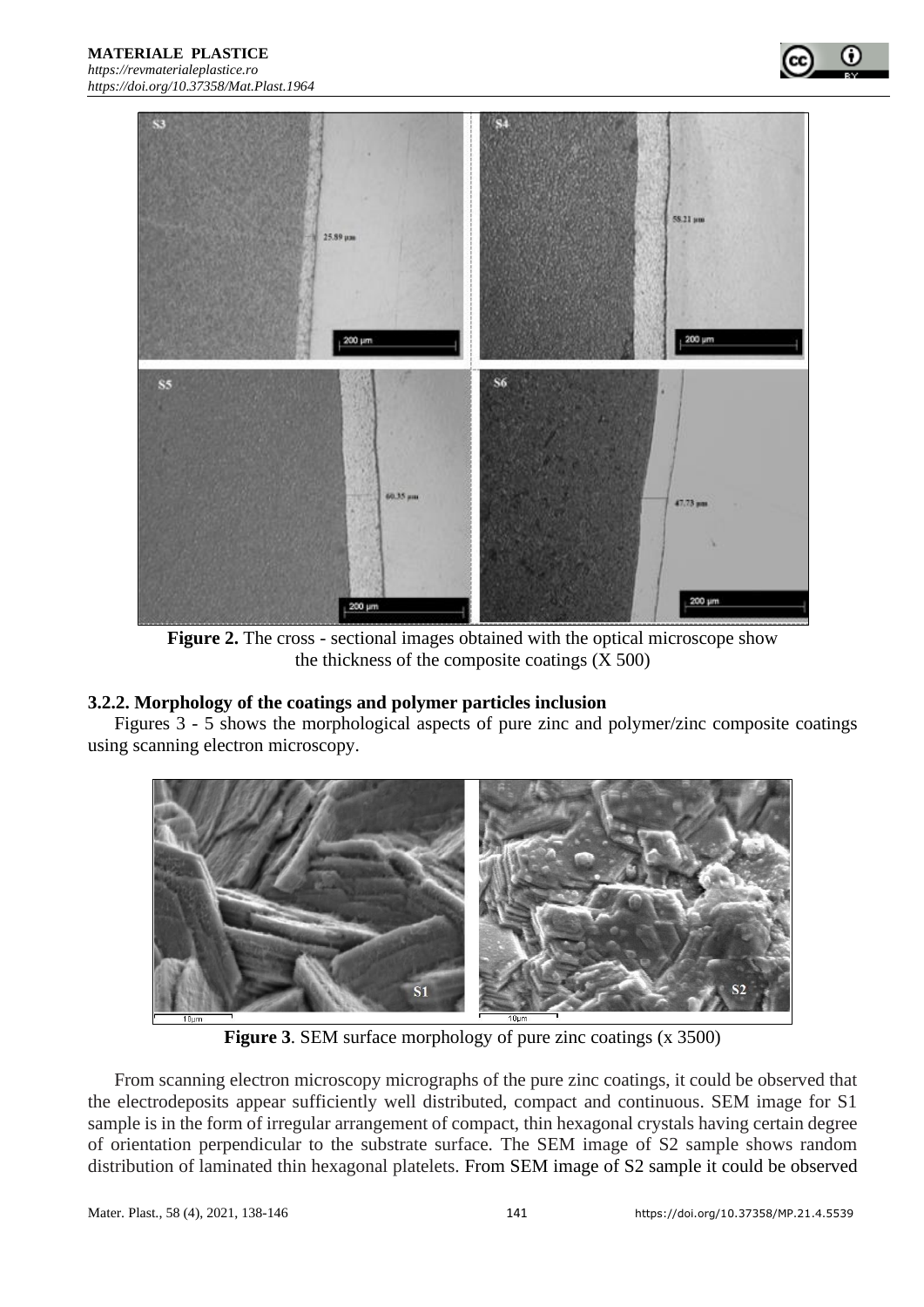Figure 2. The cross - sectional images obtained with the optical microscope show the thickness of the composite coatings (X 500)

### 3.2.2. Morphology of the coatings and polymer particles inclusion

Figures 3 - 5 shows the morphological aspects of pure zinc and polymer/zinc composite coatings using scanning electron microscopy.

**Figure 3**. SEM surface morphology of pure zinc coatings (x 3500)

From scanning electron microscopy micrographs of the pure zinc coatings, it could be observed that the electrodeposits appear sufficiently well distributed, compact and continuous. SEM image for S1 sample is in the form of irregular arrangement of compact, thin hexagonal crystals having certain degree of orientation perpendicular to the substrate surface. The SEM image of S2 sample shows random distribution of laminated thin hexagonal platelets. From SEM image of S2 sample it could be observed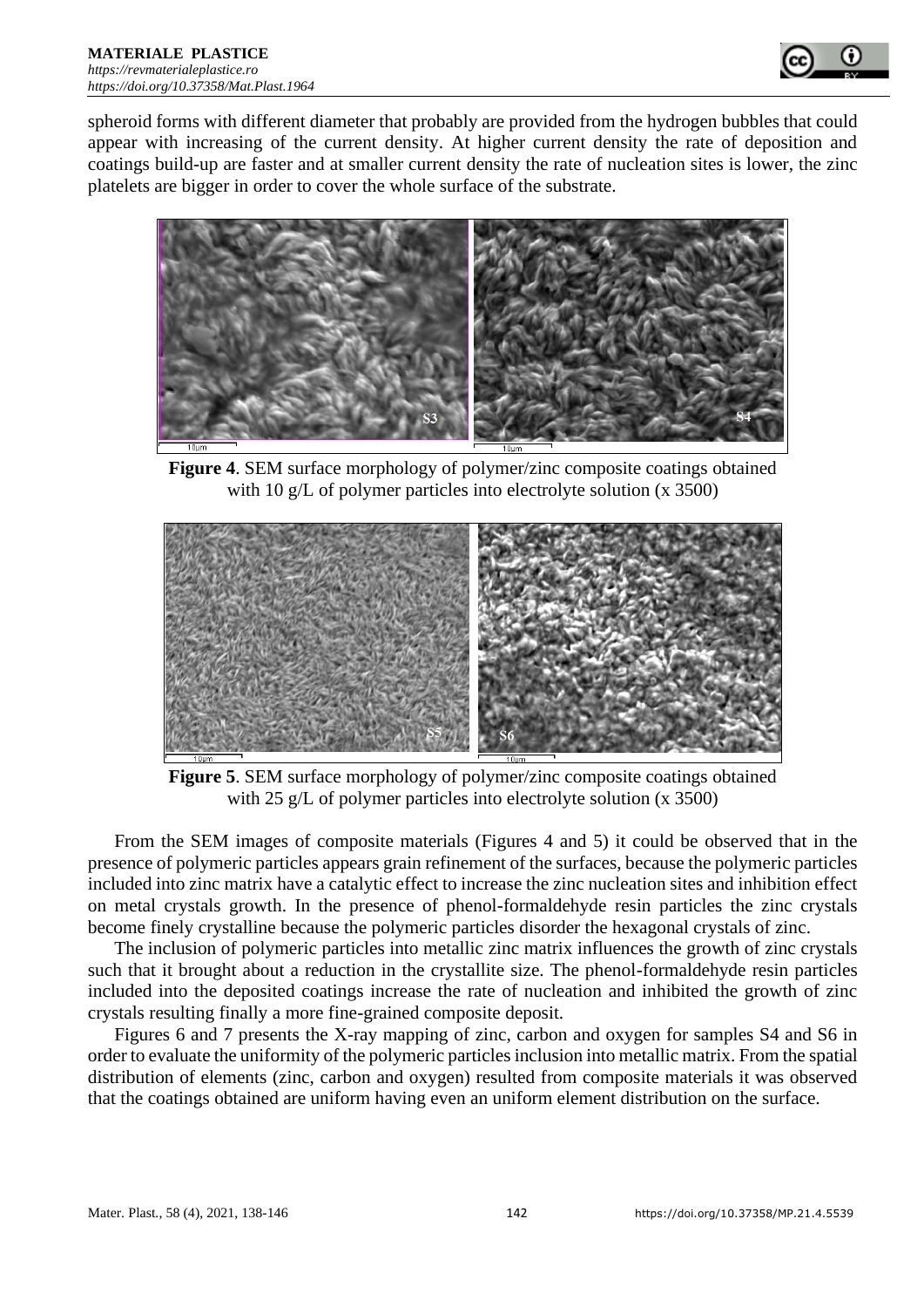spheroid forms with different diameter that probably are provided from the hydrogen bubbles that could appear with increasing of the current density. At higher current density the rate of deposition and coatings build-up are faster and at smaller current density the rate of nucleation sites is lower, the zinc platelets are bigger in order to cover the whole surface of the substrate.

**Figure 4**. SEM surface morphology of polymer/zinc composite coatings obtained with 10 g/L of polymer particles into electrolyte solution (x 3500)

**Figure 5**. SEM surface morphology of polymer/zinc composite coatings obtained with 25 g/L of polymer particles into electrolyte solution (x 3500)

From the SEM images of composite materials (Figures 4 and 5) it could be observed that in the presence of polymeric particles appears grain refinement of the surfaces, because the polymeric particles included into zinc matrix have a catalytic effect to increase the zinc nucleation sites and inhibition effect on metal crystals growth. In the presence of phenol-formaldehyde resin particles the zinc crystals become finely crystalline because the polymeric particles disorder the hexagonal crystals of zinc.

The inclusion of polymeric particles into metallic zinc matrix influences the growth of zinc crystals such that it brought about a reduction in the crystallite size. The phenol-formaldehyde resin particles included into the deposited coatings increase the rate of nucleation and inhibited the growth of zinc crystals resulting finally a more fine-grained composite deposit.

Figures 6 and 7 presents the X-ray mapping of zinc, carbon and oxygen for samples S4 and S6 in order to evaluate the uniformity of the polymeric particles inclusion into metallic matrix. From the spatial distribution of elements (zinc, carbon and oxygen) resulted from composite materials it was observed that the coatings obtained are uniform having even an uniform element distribution on the surface.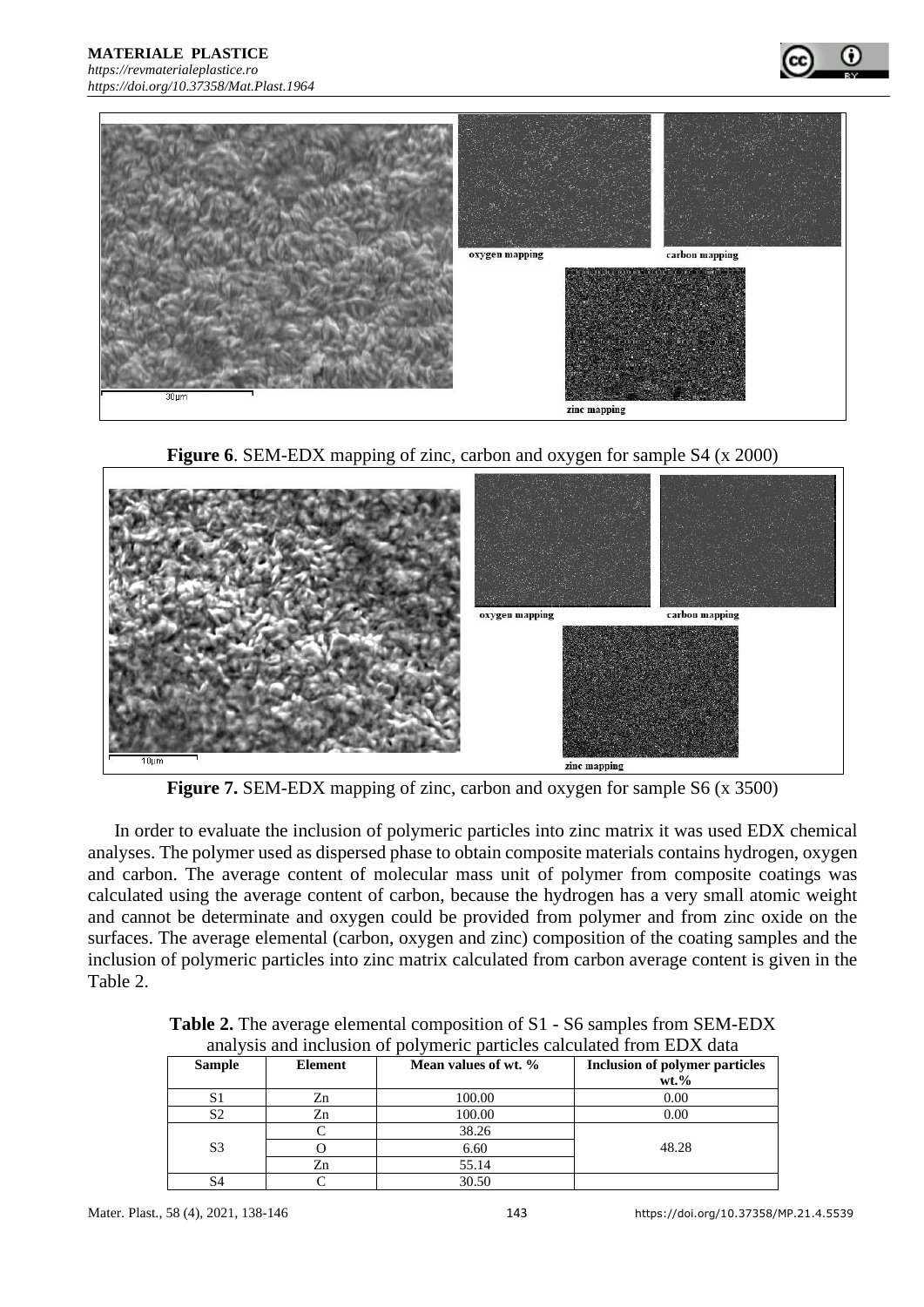30μm

oxygen mapping

carbon mapping

zinc mapping

**Figure 6**. SEM-EDX mapping of zinc, carbon and oxygen for sample S4 (x 2000)

10μm

oxygen mapping

carbon mapping

zinc mapping

**Figure 7.** SEM-EDX mapping of zinc, carbon and oxygen for sample S6 (x 3500)

In order to evaluate the inclusion of polymeric particles into zinc matrix it was used EDX chemical analyses. The polymer used as dispersed phase to obtain composite materials contains hydrogen, oxygen and carbon. The average content of molecular mass unit of polymer from composite coatings was calculated using the average content of carbon, because the hydrogen has a very small atomic weight and cannot be determinate and oxygen could be provided from polymer and from zinc oxide on the surfaces. The average elemental (carbon, oxygen and zinc) composition of the coating samples and the inclusion of polymeric particles into zinc matrix calculated from carbon average content is given in the Table 2.

**Table 2.** The average elemental composition of S1 - S6 samples from SEM-EDX analysis and inclusion of polymeric particles calculated from EDX data

| Sample | Element | Mean values of wt. % | Inclusion of polymer particles wt.% |
|---|---|---|---|
| S1 | Zn | 100.00 | 0.00 |
| S2 | Zn | 100.00 | 0.00 |
| S3 | C | 38.26 | 48.28 |
| | O | 6.60 | |
| | Zn | 55.14 | |
| S4 | C | 30.50 | |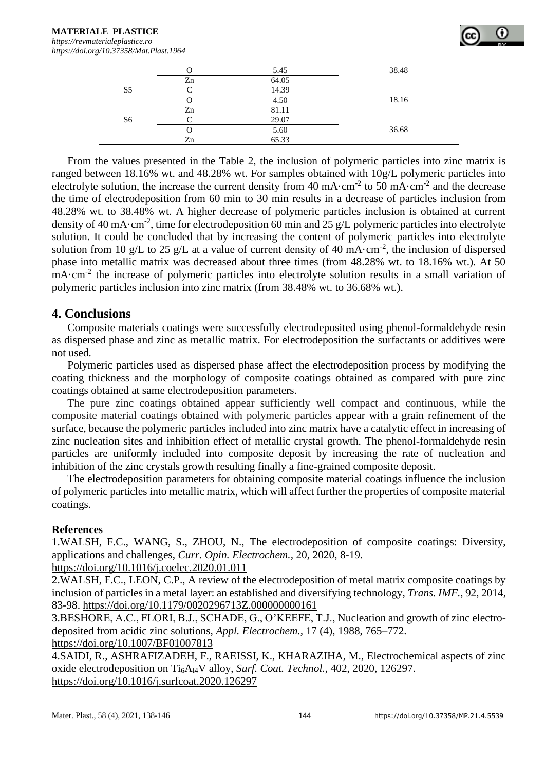| | | | |
|---|---|---|---|
| | O | 5.45 | 38.48 |
| | Zn | 64.05 | |
| S5 | C | 14.39 | 18.16 |
| | O | 4.50 | |
| | Zn | 81.11 | |
| S6 | C | 29.07 | 36.68 |
| | O | 5.60 | |
| | Zn | 65.33 | |

From the values presented in the Table 2, the inclusion of polymeric particles into zinc matrix is ranged between 18.16% wt. and 48.28% wt. For samples obtained with 10g/L polymeric particles into electrolyte solution, the increase the current density from 40 $mA \cdot cm^{-2}$ to 50 $mA \cdot cm^{-2}$ and the decrease the time of electrodeposition from 60 min to 30 min results in a decrease of particles inclusion from 48.28% wt. to 38.48% wt. A higher decrease of polymeric particles inclusion is obtained at current density of 40 $mA \cdot cm^{-2}$, time for electrodeposition 60 min and 25 g/L polymeric particles into electrolyte solution. It could be concluded that by increasing the content of polymeric particles into electrolyte solution from 10 g/L to 25 g/L at a value of current density of 40 $mA \cdot cm^{-2}$, the inclusion of dispersed phase into metallic matrix was decreased about three times (from 48.28% wt. to 18.16% wt.). At 50 $mA \cdot cm^{-2}$ the increase of polymeric particles into electrolyte solution results in a small variation of polymeric particles inclusion into zinc matrix (from 38.48% wt. to 36.68% wt.).

## 4. Conclusions

Composite materials coatings were successfully electrodeposited using phenol-formaldehyde resin as dispersed phase and zinc as metallic matrix. For electrodeposition the surfactants or additives were not used.

Polymeric particles used as dispersed phase affect the electrodeposition process by modifying the coating thickness and the morphology of composite coatings obtained as compared with pure zinc coatings obtained at same electrodeposition parameters.

The pure zinc coatings obtained appear sufficiently well compact and continuous, while the composite material coatings obtained with polymeric particles appear with a grain refinement of the surface, because the polymeric particles included into zinc matrix have a catalytic effect in increasing of zinc nucleation sites and inhibition effect of metallic crystal growth. The phenol-formaldehyde resin particles are uniformly included into composite deposit by increasing the rate of nucleation and inhibition of the zinc crystals growth resulting finally a fine-grained composite deposit.

The electrodeposition parameters for obtaining composite material coatings influence the inclusion of polymeric particles into metallic matrix, which will affect further the properties of composite material coatings.

**References**

1.WALSH, F.C., WANG, S., ZHOU, N., The electrodeposition of composite coatings: Diversity, applications and challenges, *Curr. Opin. Electrochem.,* 20, 2020, 8-19. https://doi.org/10.1016/j.coelec.2020.01.011

2.WALSH, F.C., LEON, C.P., A review of the electrodeposition of metal matrix composite coatings by inclusion of particles in a metal layer: an established and diversifying technology, *Trans. IMF.*, 92, 2014, 83-98. https://doi.org/10.1179/0020296713Z.000000000161

3.BESHORE, A.C., FLORI, B.J., SCHADE, G., O'KEEFE, T.J., Nucleation and growth of zinc electro-deposited from acidic zinc solutions, *Appl. Electrochem.*, 17 (4), 1988, 765–772. https://doi.org/10.1007/BF01007813

4.SAIDI, R., ASHRAFIZADEH, F., RAEISSI, K., KHARAZIHA, M., Electrochemical aspects of zinc oxide electrodeposition on $Ti_6A_{l4}V$ alloy, *Surf. Coat. Technol.,* 402, 2020, 126297. https://doi.org/10.1016/j.surfcoat.2020.126297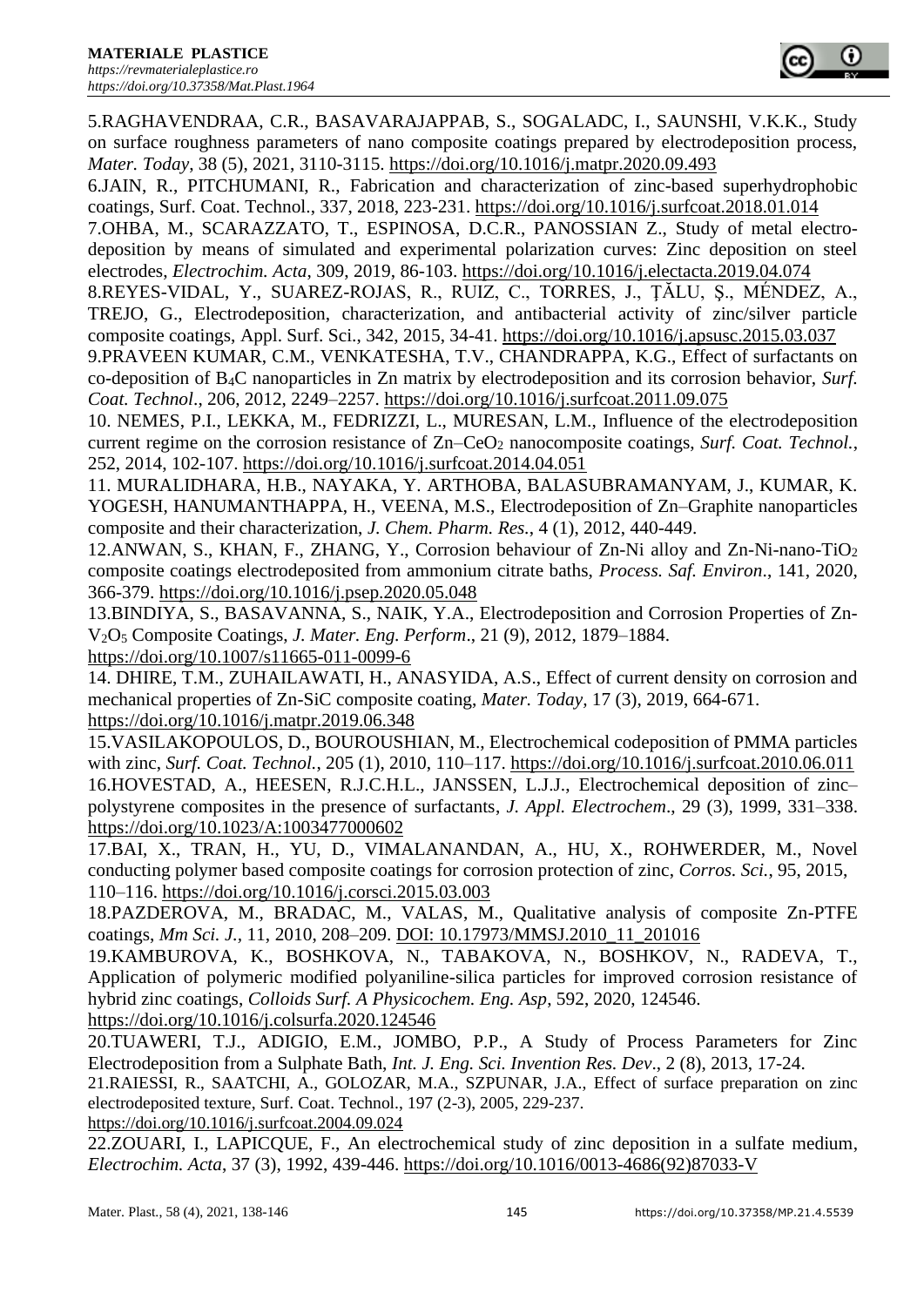5.RAGHAVENDRAA, C.R., BASAVARAJAPPAB, S., SOGALADC, I., SAUNSHI, V.K.K., Study on surface roughness parameters of nano composite coatings prepared by electrodeposition process, *Mater. Today*, 38 (5), 2021, 3110-3115. https://doi.org/10.1016/j.matpr.2020.09.493

6.JAIN, R., PITCHUMANI, R., Fabrication and characterization of zinc-based superhydrophobic coatings, Surf. Coat. Technol., 337, 2018, 223-231. https://doi.org/10.1016/j.surfcoat.2018.01.014

7.OHBA, M., SCARAZZATO, T., ESPINOSA, D.C.R., PANOSSIAN Z., Study of metal electro-deposition by means of simulated and experimental polarization curves: Zinc deposition on steel electrodes, *Electrochim. Acta*, 309, 2019, 86-103. https://doi.org/10.1016/j.electacta.2019.04.074

8.REYES-VIDAL, Y., SUAREZ-ROJAS, R., RUIZ, C., TORRES, J., ŢĂLU, Ş., MÉNDEZ, A., TREJO, G., Electrodeposition, characterization, and antibacterial activity of zinc/silver particle composite coatings, Appl. Surf. Sci., 342, 2015, 34-41. https://doi.org/10.1016/j.apsusc.2015.03.037

9.PRAVEEN KUMAR, C.M., VENKATESHA, T.V., CHANDRAPPA, K.G., Effect of surfactants on co-deposition of $B_4C$ nanoparticles in Zn matrix by electrodeposition and its corrosion behavior, *Surf. Coat. Technol*., 206, 2012, 2249–2257. https://doi.org/10.1016/j.surfcoat.2011.09.075

10. NEMES, P.I., LEKKA, M., FEDRIZZI, L., MURESAN, L.M., Influence of the electrodeposition current regime on the corrosion resistance of Zn–$CeO_2$ nanocomposite coatings, *Surf. Coat. Technol.*, 252, 2014, 102-107. https://doi.org/10.1016/j.surfcoat.2014.04.051

11. MURALIDHARA, H.B., NAYAKA, Y. ARTHOBA, BALASUBRAMANYAM, J., KUMAR, K. YOGESH, HANUMANTHAPPA, H., VEENA, M.S., Electrodeposition of Zn–Graphite nanoparticles composite and their characterization, *J. Chem. Pharm. Res.*, 4 (1), 2012, 440-449.

12.ANWAN, S., KHAN, F., ZHANG, Y., Corrosion behaviour of Zn-Ni alloy and Zn-Ni-nano-$TiO_2$ composite coatings electrodeposited from ammonium citrate baths, *Process. Saf. Environ*., 141, 2020, 366-379. https://doi.org/10.1016/j.psep.2020.05.048

13.BINDIYA, S., BASAVANNA, S., NAIK, Y.A., Electrodeposition and Corrosion Properties of Zn-$V_2O_5$ Composite Coatings, *J. Mater. Eng. Perform*., 21 (9), 2012, 1879–1884. https://doi.org/10.1007/s11665-011-0099-6

14. DHIRE, T.M., ZUHAILAWATI, H., ANASYIDA, A.S., Effect of current density on corrosion and mechanical properties of Zn-SiC composite coating, *Mater. Today*, 17 (3), 2019, 664-671. https://doi.org/10.1016/j.matpr.2019.06.348

15.VASILAKOPOULOS, D., BOUROUSHIAN, M., Electrochemical codeposition of PMMA particles with zinc, *Surf. Coat. Technol.*, 205 (1), 2010, 110–117. https://doi.org/10.1016/j.surfcoat.2010.06.011

16.HOVESTAD, A., HEESEN, R.J.C.H.L., JANSSEN, L.J.J., Electrochemical deposition of zinc–polystyrene composites in the presence of surfactants, *J. Appl. Electrochem*., 29 (3), 1999, 331–338. https://doi.org/10.1023/A:1003477000602

17.BAI, X., TRAN, H., YU, D., VIMALANANDAN, A., HU, X., ROHWERDER, M., Novel conducting polymer based composite coatings for corrosion protection of zinc, *Corros. Sci.*, 95, 2015, 110–116. https://doi.org/10.1016/j.corsci.2015.03.003

18.PAZDEROVA, M., BRADAC, M., VALAS, M., Qualitative analysis of composite Zn-PTFE coatings, *Mm Sci. J.*, 11, 2010, 208–209. DOI: 10.17973/MMSJ.2010_11_201016

19.KAMBUROVA, K., BOSHKOVA, N., TABAKOVA, N., BOSHKOV, N., RADEVA, T., Application of polymeric modified polyaniline-silica particles for improved corrosion resistance of hybrid zinc coatings, *Colloids Surf. A Physicochem. Eng. Asp*, 592, 2020, 124546. https://doi.org/10.1016/j.colsurfa.2020.124546

20.TUAWERI, T.J., ADIGIO, E.M., JOMBO, P.P., A Study of Process Parameters for Zinc Electrodeposition from a Sulphate Bath, *Int. J. Eng. Sci. Invention Res. Dev*., 2 (8), 2013, 17-24.

21.RAIESSI, R., SAATCHI, A., GOLOZAR, M.A., SZPUNAR, J.A., Effect of surface preparation on zinc electrodeposited texture, Surf. Coat. Technol., 197 (2-3), 2005, 229-237. https://doi.org/10.1016/j.surfcoat.2004.09.024

22.ZOUARI, I., LAPICQUE, F., An electrochemical study of zinc deposition in a sulfate medium, *Electrochim. Acta*, 37 (3), 1992, 439-446. https://doi.org/10.1016/0013-4686(92)87033-V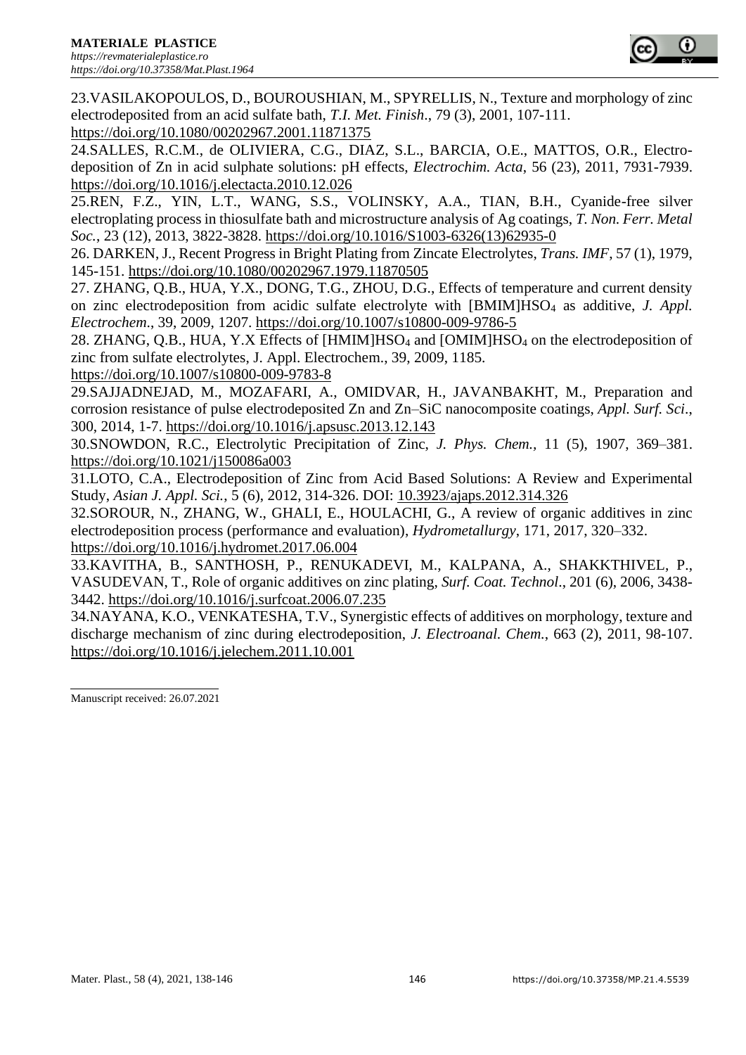23.VASILAKOPOULOS, D., BOUROUSHIAN, M., SPYRELLIS, N., Texture and morphology of zinc electrodeposited from an acid sulfate bath, *T.I. Met. Finish*., 79 (3), 2001, 107-111. https://doi.org/10.1080/00202967.2001.11871375

24.SALLES, R.C.M., de OLIVIERA, C.G., DIAZ, S.L., BARCIA, O.E., MATTOS, O.R., Electro-deposition of Zn in acid sulphate solutions: pH effects, *Electrochim. Acta*, 56 (23), 2011, 7931-7939. https://doi.org/10.1016/j.electacta.2010.12.026

25.REN, F.Z., YIN, L.T., WANG, S.S., VOLINSKY, A.A., TIAN, B.H., Cyanide-free silver electroplating process in thiosulfate bath and microstructure analysis of Ag coatings, *T. Non. Ferr. Metal Soc.*, 23 (12), 2013, 3822-3828. https://doi.org/10.1016/S1003-6326(13)62935-0

26. DARKEN, J., Recent Progress in Bright Plating from Zincate Electrolytes, *Trans. IMF*, 57 (1), 1979, 145-151. https://doi.org/10.1080/00202967.1979.11870505

27. ZHANG, Q.B., HUA, Y.X., DONG, T.G., ZHOU, D.G., Effects of temperature and current density on zinc electrodeposition from acidic sulfate electrolyte with [BMIM]$HSO_4$ as additive, *J. Appl. Electrochem*., 39, 2009, 1207. https://doi.org/10.1007/s10800-009-9786-5

28. ZHANG, Q.B., HUA, Y.X Effects of [HMIM]$HSO_4$ and [OMIM]$HSO_4$ on the electrodeposition of zinc from sulfate electrolytes, J. Appl. Electrochem., 39, 2009, 1185. https://doi.org/10.1007/s10800-009-9783-8

29.SAJJADNEJAD, M., MOZAFARI, A., OMIDVAR, H., JAVANBAKHT, M., Preparation and corrosion resistance of pulse electrodeposited Zn and Zn–SiC nanocomposite coatings, *Appl. Surf. Sci*., 300, 2014, 1-7. https://doi.org/10.1016/j.apsusc.2013.12.143

30.SNOWDON, R.C., Electrolytic Precipitation of Zinc, *J. Phys. Chem.*, 11 (5), 1907, 369–381. https://doi.org/10.1021/j150086a003

31.LOTO, C.A., Electrodeposition of Zinc from Acid Based Solutions: A Review and Experimental Study, *Asian J. Appl. Sci.*, 5 (6), 2012, 314-326. DOI: 10.3923/ajaps.2012.314.326

32.SOROUR, N., ZHANG, W., GHALI, E., HOULACHI, G., A review of organic additives in zinc electrodeposition process (performance and evaluation), *Hydrometallurgy*, 171, 2017, 320–332. https://doi.org/10.1016/j.hydromet.2017.06.004

33.KAVITHA, B., SANTHOSH, P., RENUKADEVI, M., KALPANA, A., SHAKKTHIVEL, P., VASUDEVAN, T., Role of organic additives on zinc plating, *Surf. Coat. Technol*., 201 (6), 2006, 3438-3442. https://doi.org/10.1016/j.surfcoat.2006.07.235

34.NAYANA, K.O., VENKATESHA, T.V., Synergistic effects of additives on morphology, texture and discharge mechanism of zinc during electrodeposition, *J. Electroanal. Chem.*, 663 (2), 2011, 98-107. https://doi.org/10.1016/j.jelechem.2011.10.001

---

Manuscript received: 26.07.2021